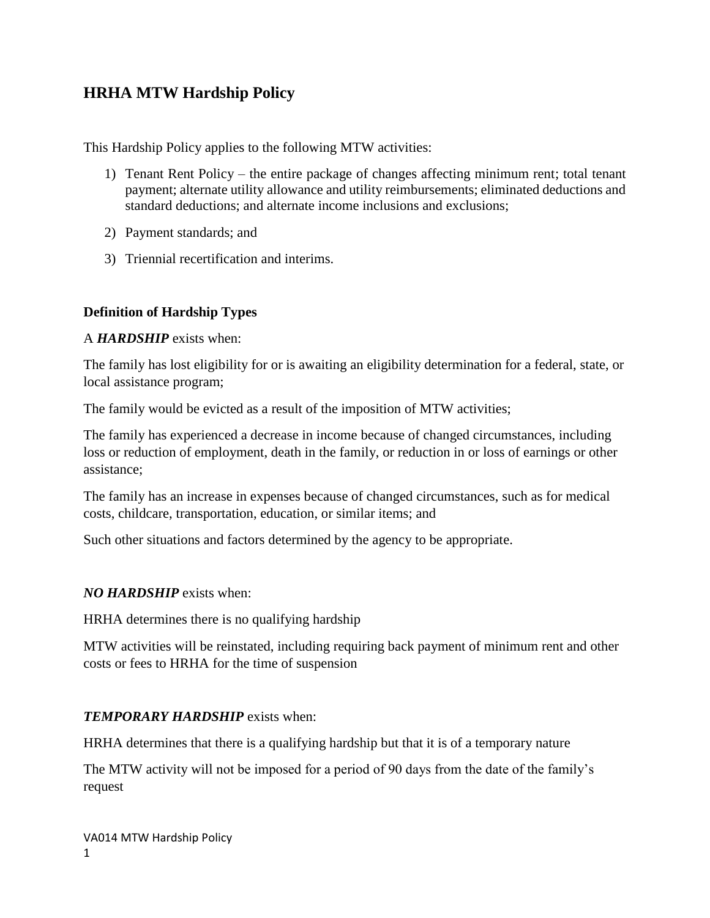## HRHA MTW Hardship Policy

This Hardship Policy applies to the following MTW activities:

1) Tenant Rent Policy – the entire package of changes affecting minimum rent; total tenant payment; alternate utility allowance and utility reimbursements; eliminated deductions and standard deductions; and alternate income inclusions and exclusions;
2) Payment standards; and
3) Triennial recertification and interims.

### Definition of Hardship Types

A ***HARDSHIP*** exists when:

The family has lost eligibility for or is awaiting an eligibility determination for a federal, state, or local assistance program;

The family would be evicted as a result of the imposition of MTW activities;

The family has experienced a decrease in income because of changed circumstances, including loss or reduction of employment, death in the family, or reduction in or loss of earnings or other assistance;

The family has an increase in expenses because of changed circumstances, such as for medical costs, childcare, transportation, education, or similar items; and

Such other situations and factors determined by the agency to be appropriate.

***NO HARDSHIP*** exists when:

HRHA determines there is no qualifying hardship

MTW activities will be reinstated, including requiring back payment of minimum rent and other costs or fees to HRHA for the time of suspension

***TEMPORARY HARDSHIP*** exists when:

HRHA determines that there is a qualifying hardship but that it is of a temporary nature

The MTW activity will not be imposed for a period of 90 days from the date of the family's request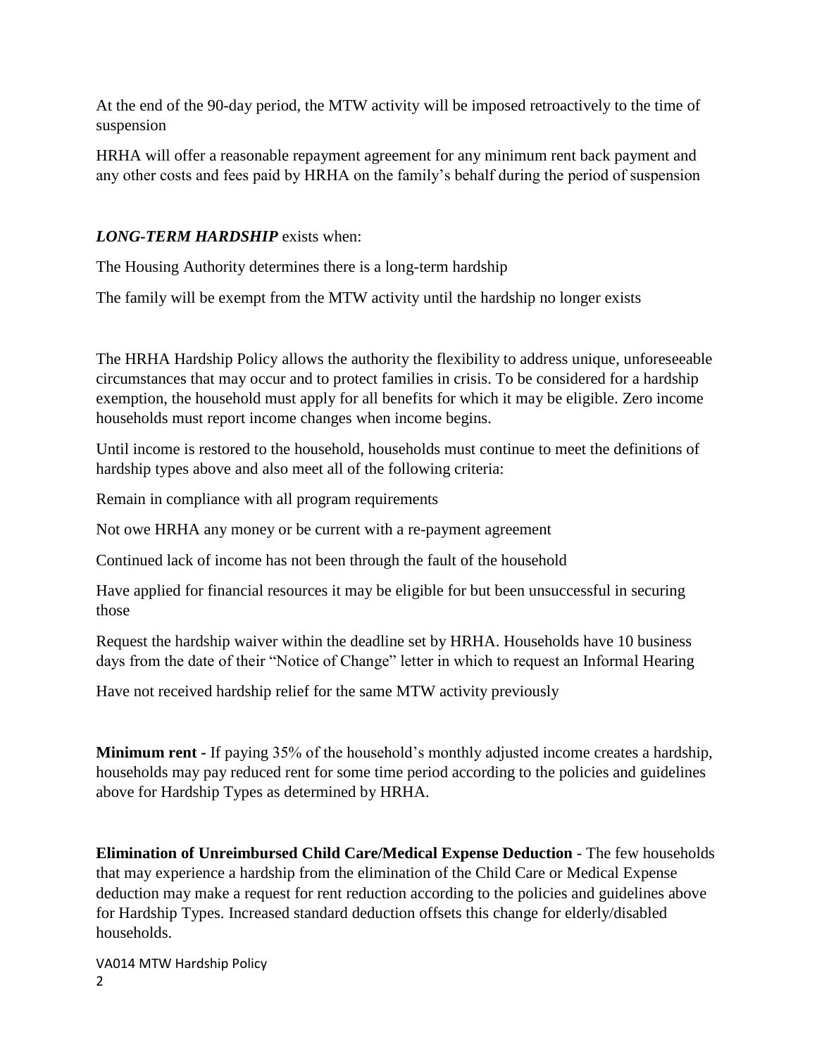At the end of the 90-day period, the MTW activity will be imposed retroactively to the time of suspension

HRHA will offer a reasonable repayment agreement for any minimum rent back payment and any other costs and fees paid by HRHA on the family's behalf during the period of suspension

***LONG-TERM HARDSHIP*** exists when:

The Housing Authority determines there is a long-term hardship

The family will be exempt from the MTW activity until the hardship no longer exists

The HRHA Hardship Policy allows the authority the flexibility to address unique, unforeseeable circumstances that may occur and to protect families in crisis. To be considered for a hardship exemption, the household must apply for all benefits for which it may be eligible. Zero income households must report income changes when income begins.

Until income is restored to the household, households must continue to meet the definitions of hardship types above and also meet all of the following criteria:

Remain in compliance with all program requirements

Not owe HRHA any money or be current with a re-payment agreement

Continued lack of income has not been through the fault of the household

Have applied for financial resources it may be eligible for but been unsuccessful in securing those

Request the hardship waiver within the deadline set by HRHA. Households have 10 business days from the date of their "Notice of Change" letter in which to request an Informal Hearing

Have not received hardship relief for the same MTW activity previously

**Minimum rent -** If paying 35% of the household's monthly adjusted income creates a hardship, households may pay reduced rent for some time period according to the policies and guidelines above for Hardship Types as determined by HRHA.

**Elimination of Unreimbursed Child Care/Medical Expense Deduction** - The few households that may experience a hardship from the elimination of the Child Care or Medical Expense deduction may make a request for rent reduction according to the policies and guidelines above for Hardship Types. Increased standard deduction offsets this change for elderly/disabled households.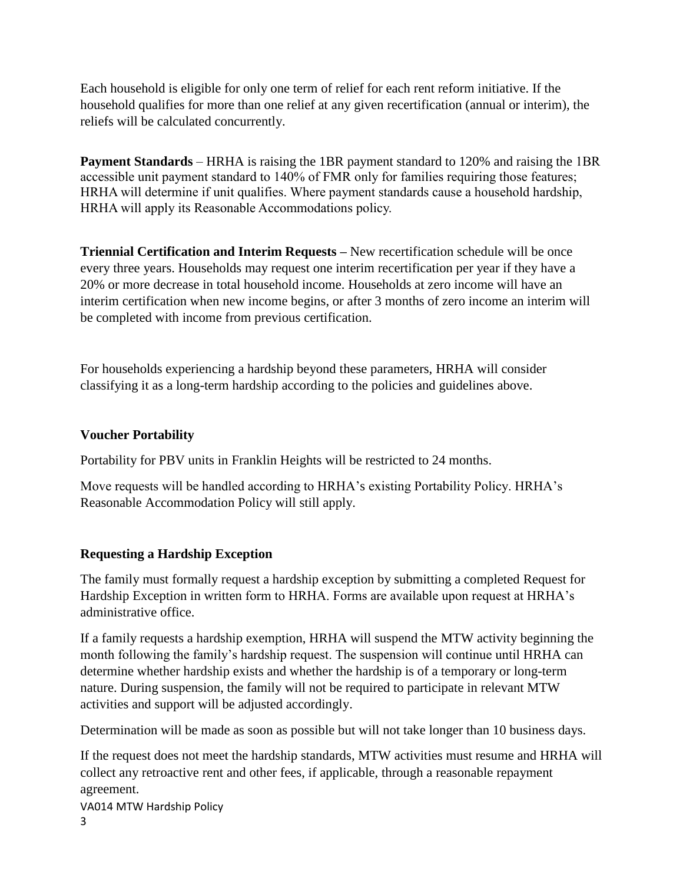Each household is eligible for only one term of relief for each rent reform initiative. If the household qualifies for more than one relief at any given recertification (annual or interim), the reliefs will be calculated concurrently.

**Payment Standards** – HRHA is raising the 1BR payment standard to 120% and raising the 1BR accessible unit payment standard to 140% of FMR only for families requiring those features; HRHA will determine if unit qualifies. Where payment standards cause a household hardship, HRHA will apply its Reasonable Accommodations policy.

**Triennial Certification and Interim Requests –** New recertification schedule will be once every three years. Households may request one interim recertification per year if they have a 20% or more decrease in total household income. Households at zero income will have an interim certification when new income begins, or after 3 months of zero income an interim will be completed with income from previous certification.

For households experiencing a hardship beyond these parameters, HRHA will consider classifying it as a long-term hardship according to the policies and guidelines above.

### Voucher Portability

Portability for PBV units in Franklin Heights will be restricted to 24 months.

Move requests will be handled according to HRHA's existing Portability Policy. HRHA's Reasonable Accommodation Policy will still apply.

### Requesting a Hardship Exception

The family must formally request a hardship exception by submitting a completed Request for Hardship Exception in written form to HRHA. Forms are available upon request at HRHA's administrative office.

If a family requests a hardship exemption, HRHA will suspend the MTW activity beginning the month following the family's hardship request. The suspension will continue until HRHA can determine whether hardship exists and whether the hardship is of a temporary or long-term nature. During suspension, the family will not be required to participate in relevant MTW activities and support will be adjusted accordingly.

Determination will be made as soon as possible but will not take longer than 10 business days.

If the request does not meet the hardship standards, MTW activities must resume and HRHA will collect any retroactive rent and other fees, if applicable, through a reasonable repayment agreement.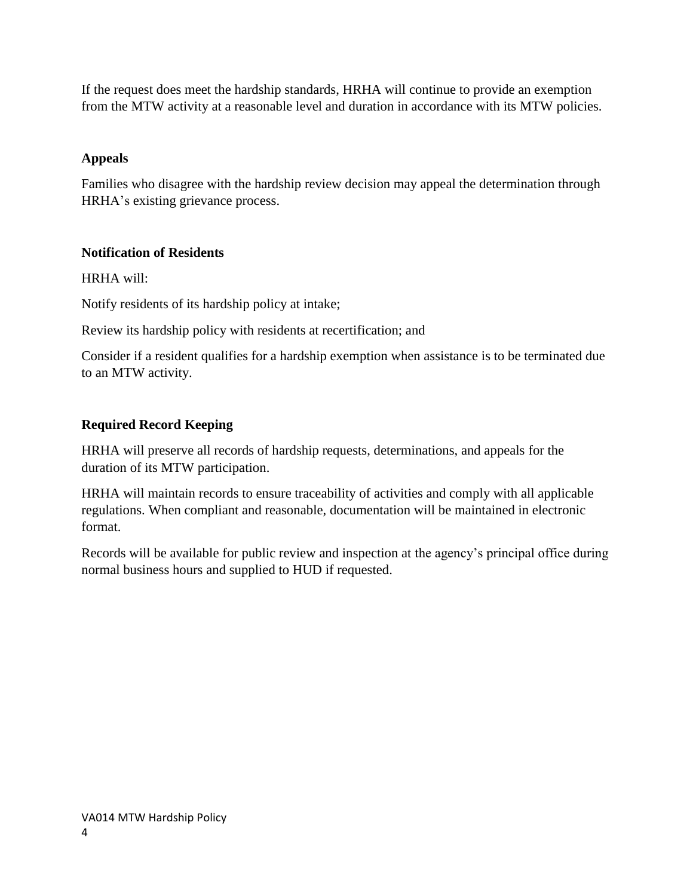If the request does meet the hardship standards, HRHA will continue to provide an exemption from the MTW activity at a reasonable level and duration in accordance with its MTW policies.

**Appeals**

Families who disagree with the hardship review decision may appeal the determination through HRHA's existing grievance process.

**Notification of Residents**

HRHA will:

Notify residents of its hardship policy at intake;

Review its hardship policy with residents at recertification; and

Consider if a resident qualifies for a hardship exemption when assistance is to be terminated due to an MTW activity.

**Required Record Keeping**

HRHA will preserve all records of hardship requests, determinations, and appeals for the duration of its MTW participation.

HRHA will maintain records to ensure traceability of activities and comply with all applicable regulations. When compliant and reasonable, documentation will be maintained in electronic format.

Records will be available for public review and inspection at the agency's principal office during normal business hours and supplied to HUD if requested.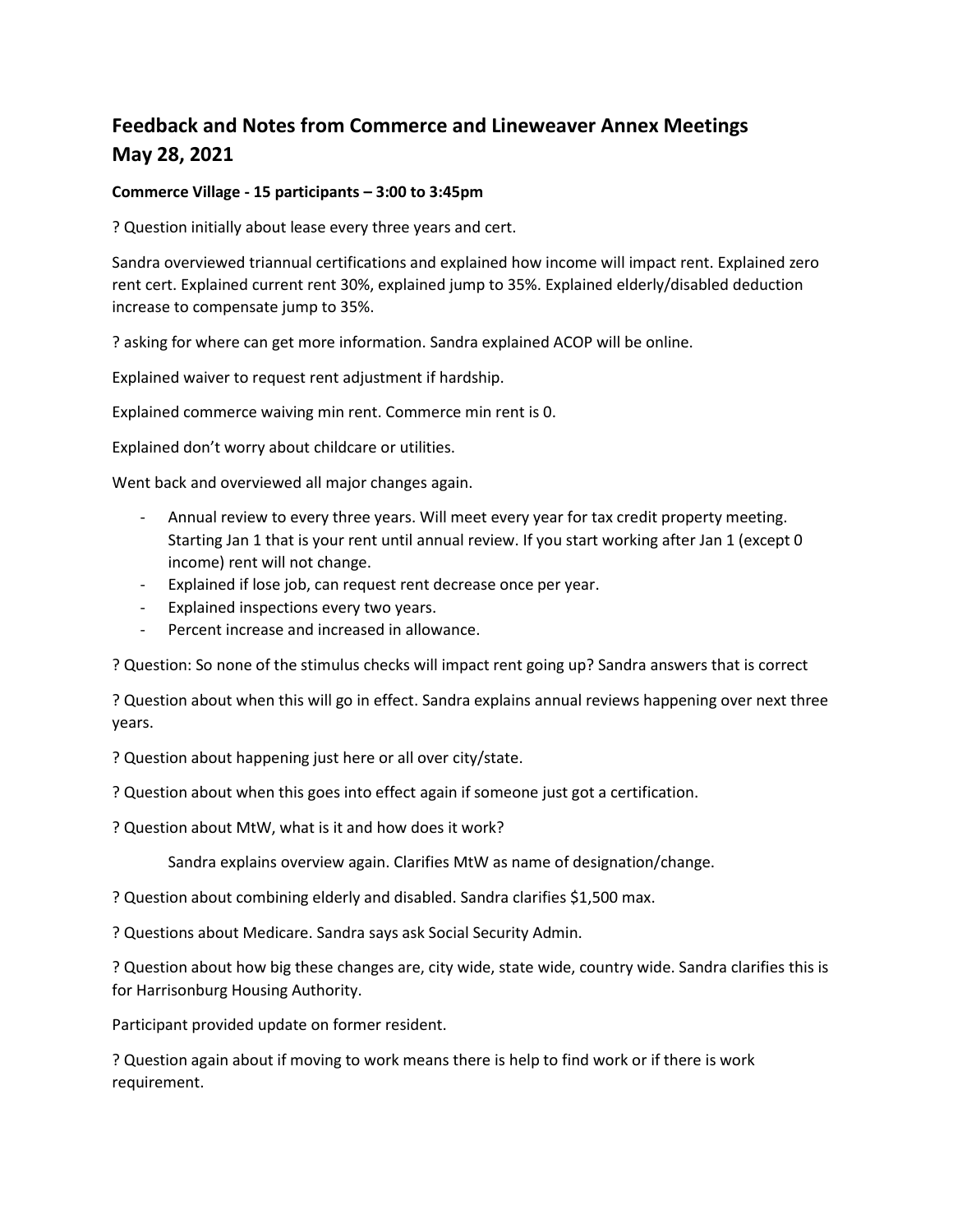## Feedback and Notes from Commerce and Lineweaver Annex Meetings May 28, 2021

**Commerce Village - 15 participants – 3:00 to 3:45pm**

? Question initially about lease every three years and cert.

Sandra overviewed triannual certifications and explained how income will impact rent. Explained zero rent cert. Explained current rent 30%, explained jump to 35%. Explained elderly/disabled deduction increase to compensate jump to 35%.

? asking for where can get more information. Sandra explained ACOP will be online.

Explained waiver to request rent adjustment if hardship.

Explained commerce waiving min rent. Commerce min rent is 0.

Explained don't worry about childcare or utilities.

Went back and overviewed all major changes again.

- Annual review to every three years. Will meet every year for tax credit property meeting. Starting Jan 1 that is your rent until annual review. If you start working after Jan 1 (except 0 income) rent will not change.
- Explained if lose job, can request rent decrease once per year.
- Explained inspections every two years.
- Percent increase and increased in allowance.

? Question: So none of the stimulus checks will impact rent going up? Sandra answers that is correct

? Question about when this will go in effect. Sandra explains annual reviews happening over next three years.

? Question about happening just here or all over city/state.

? Question about when this goes into effect again if someone just got a certification.

? Question about MtW, what is it and how does it work?

Sandra explains overview again. Clarifies MtW as name of designation/change.

? Question about combining elderly and disabled. Sandra clarifies $1,500 max.

? Questions about Medicare. Sandra says ask Social Security Admin.

? Question about how big these changes are, city wide, state wide, country wide. Sandra clarifies this is for Harrisonburg Housing Authority.

Participant provided update on former resident.

? Question again about if moving to work means there is help to find work or if there is work requirement.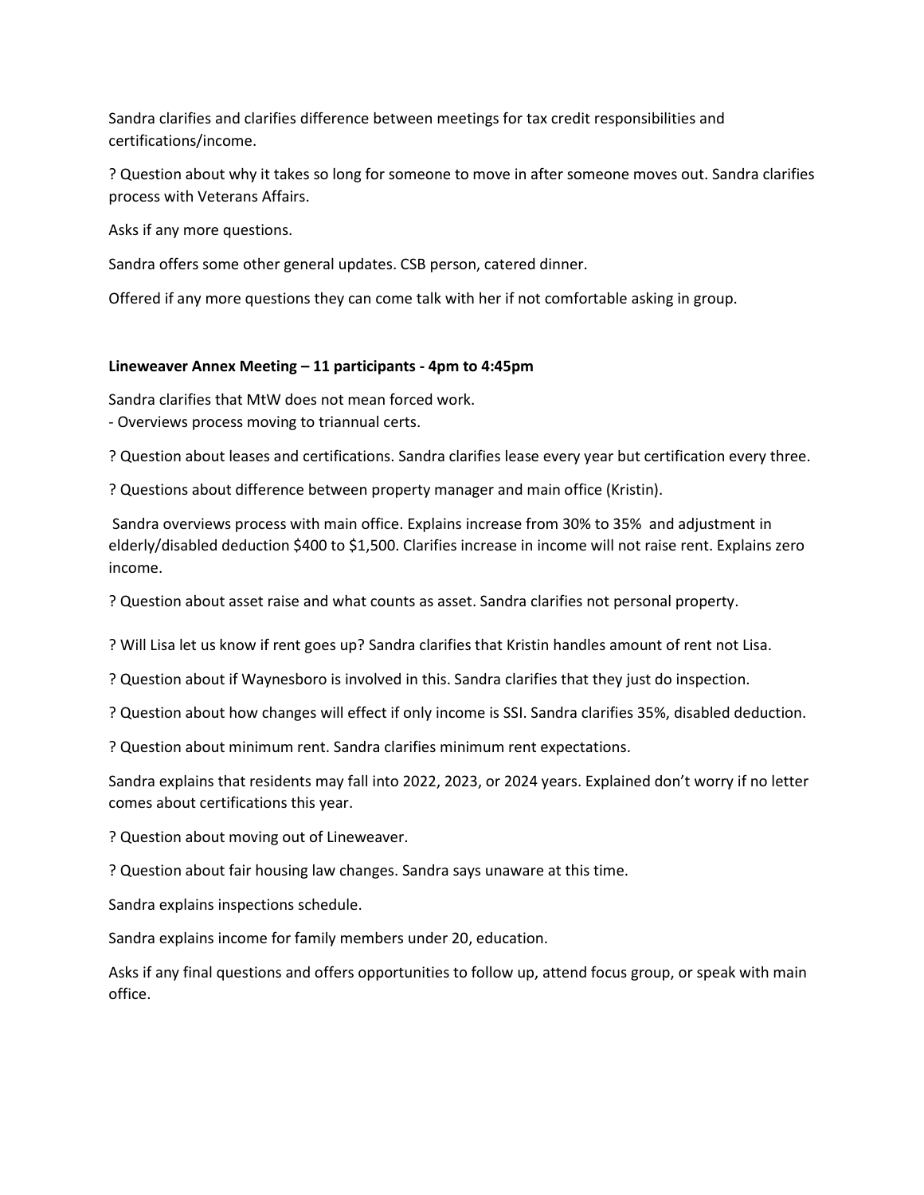Sandra clarifies and clarifies difference between meetings for tax credit responsibilities and certifications/income.

? Question about why it takes so long for someone to move in after someone moves out. Sandra clarifies process with Veterans Affairs.

Asks if any more questions.

Sandra offers some other general updates. CSB person, catered dinner.

Offered if any more questions they can come talk with her if not comfortable asking in group.

**Lineweaver Annex Meeting – 11 participants - 4pm to 4:45pm**

Sandra clarifies that MtW does not mean forced work.
- Overviews process moving to triannual certs.

? Question about leases and certifications. Sandra clarifies lease every year but certification every three.

? Questions about difference between property manager and main office (Kristin).

Sandra overviews process with main office. Explains increase from 30% to 35% and adjustment in elderly/disabled deduction $400 to $1,500. Clarifies increase in income will not raise rent. Explains zero income.

? Question about asset raise and what counts as asset. Sandra clarifies not personal property.

? Will Lisa let us know if rent goes up? Sandra clarifies that Kristin handles amount of rent not Lisa.

? Question about if Waynesboro is involved in this. Sandra clarifies that they just do inspection.

? Question about how changes will effect if only income is SSI. Sandra clarifies 35%, disabled deduction.

? Question about minimum rent. Sandra clarifies minimum rent expectations.

Sandra explains that residents may fall into 2022, 2023, or 2024 years. Explained don't worry if no letter comes about certifications this year.

? Question about moving out of Lineweaver.

? Question about fair housing law changes. Sandra says unaware at this time.

Sandra explains inspections schedule.

Sandra explains income for family members under 20, education.

Asks if any final questions and offers opportunities to follow up, attend focus group, or speak with main office.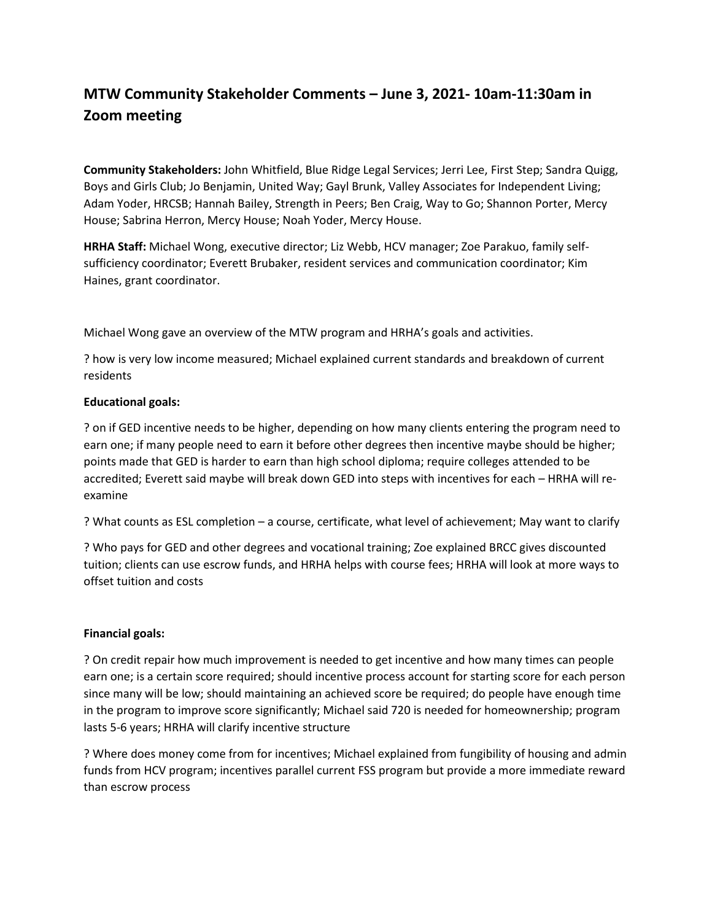## MTW Community Stakeholder Comments – June 3, 2021- 10am-11:30am in Zoom meeting

**Community Stakeholders:** John Whitfield, Blue Ridge Legal Services; Jerri Lee, First Step; Sandra Quigg, Boys and Girls Club; Jo Benjamin, United Way; Gayl Brunk, Valley Associates for Independent Living; Adam Yoder, HRCSB; Hannah Bailey, Strength in Peers; Ben Craig, Way to Go; Shannon Porter, Mercy House; Sabrina Herron, Mercy House; Noah Yoder, Mercy House.

**HRHA Staff:** Michael Wong, executive director; Liz Webb, HCV manager; Zoe Parakuo, family self-sufficiency coordinator; Everett Brubaker, resident services and communication coordinator; Kim Haines, grant coordinator.

Michael Wong gave an overview of the MTW program and HRHA's goals and activities.

? how is very low income measured; Michael explained current standards and breakdown of current residents

**Educational goals:**

? on if GED incentive needs to be higher, depending on how many clients entering the program need to earn one; if many people need to earn it before other degrees then incentive maybe should be higher; points made that GED is harder to earn than high school diploma; require colleges attended to be accredited; Everett said maybe will break down GED into steps with incentives for each – HRHA will re-examine

? What counts as ESL completion – a course, certificate, what level of achievement; May want to clarify

? Who pays for GED and other degrees and vocational training; Zoe explained BRCC gives discounted tuition; clients can use escrow funds, and HRHA helps with course fees; HRHA will look at more ways to offset tuition and costs

**Financial goals:**

? On credit repair how much improvement is needed to get incentive and how many times can people earn one; is a certain score required; should incentive process account for starting score for each person since many will be low; should maintaining an achieved score be required; do people have enough time in the program to improve score significantly; Michael said 720 is needed for homeownership; program lasts 5-6 years; HRHA will clarify incentive structure

? Where does money come from for incentives; Michael explained from fungibility of housing and admin funds from HCV program; incentives parallel current FSS program but provide a more immediate reward than escrow process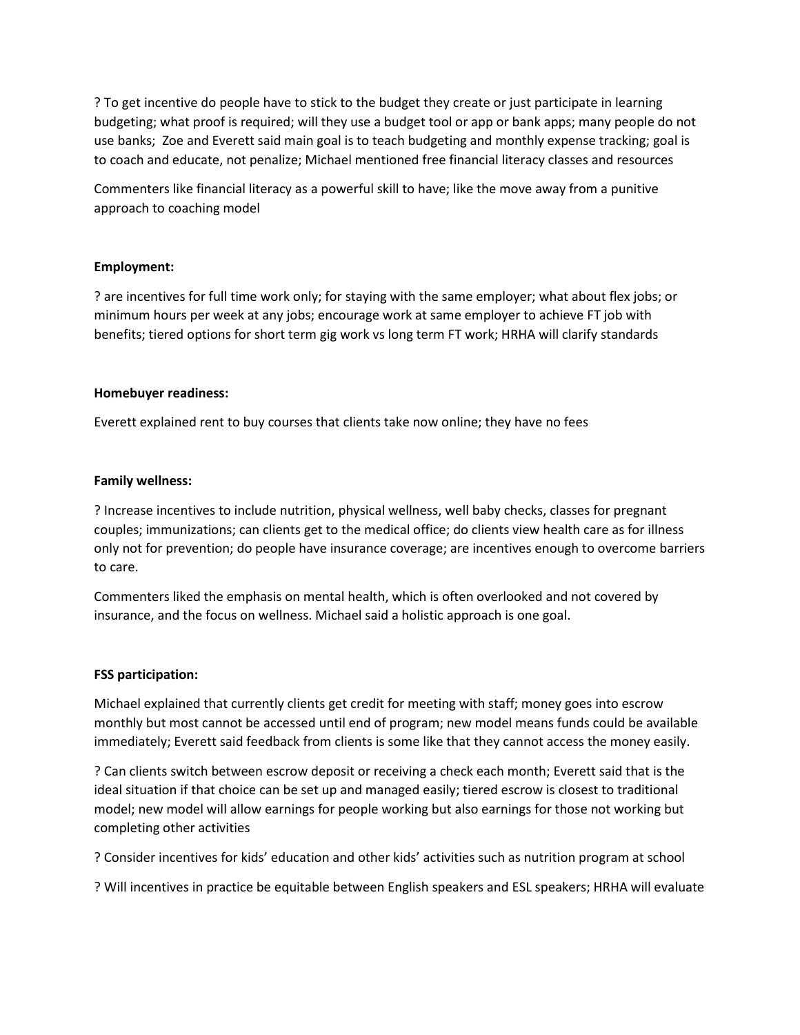? To get incentive do people have to stick to the budget they create or just participate in learning budgeting; what proof is required; will they use a budget tool or app or bank apps; many people do not use banks; Zoe and Everett said main goal is to teach budgeting and monthly expense tracking; goal is to coach and educate, not penalize; Michael mentioned free financial literacy classes and resources

Commenters like financial literacy as a powerful skill to have; like the move away from a punitive approach to coaching model

**Employment:**

? are incentives for full time work only; for staying with the same employer; what about flex jobs; or minimum hours per week at any jobs; encourage work at same employer to achieve FT job with benefits; tiered options for short term gig work vs long term FT work; HRHA will clarify standards

**Homebuyer readiness:**

Everett explained rent to buy courses that clients take now online; they have no fees

**Family wellness:**

? Increase incentives to include nutrition, physical wellness, well baby checks, classes for pregnant couples; immunizations; can clients get to the medical office; do clients view health care as for illness only not for prevention; do people have insurance coverage; are incentives enough to overcome barriers to care.

Commenters liked the emphasis on mental health, which is often overlooked and not covered by insurance, and the focus on wellness. Michael said a holistic approach is one goal.

**FSS participation:**

Michael explained that currently clients get credit for meeting with staff; money goes into escrow monthly but most cannot be accessed until end of program; new model means funds could be available immediately; Everett said feedback from clients is some like that they cannot access the money easily.

? Can clients switch between escrow deposit or receiving a check each month; Everett said that is the ideal situation if that choice can be set up and managed easily; tiered escrow is closest to traditional model; new model will allow earnings for people working but also earnings for those not working but completing other activities

? Consider incentives for kids' education and other kids' activities such as nutrition program at school

? Will incentives in practice be equitable between English speakers and ESL speakers; HRHA will evaluate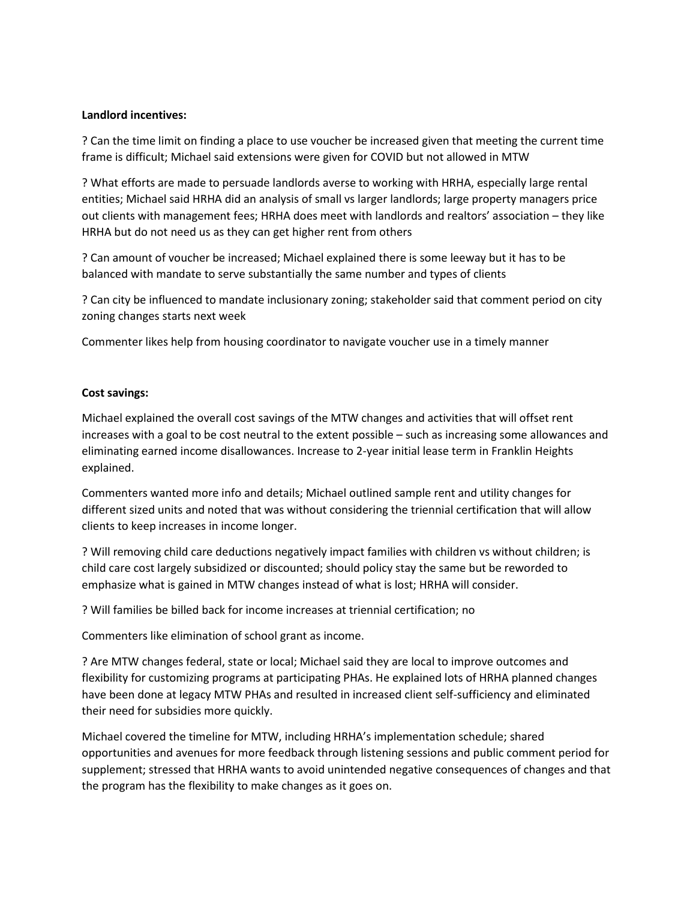**Landlord incentives:**

? Can the time limit on finding a place to use voucher be increased given that meeting the current time frame is difficult; Michael said extensions were given for COVID but not allowed in MTW

? What efforts are made to persuade landlords averse to working with HRHA, especially large rental entities; Michael said HRHA did an analysis of small vs larger landlords; large property managers price out clients with management fees; HRHA does meet with landlords and realtors' association – they like HRHA but do not need us as they can get higher rent from others

? Can amount of voucher be increased; Michael explained there is some leeway but it has to be balanced with mandate to serve substantially the same number and types of clients

? Can city be influenced to mandate inclusionary zoning; stakeholder said that comment period on city zoning changes starts next week

Commenter likes help from housing coordinator to navigate voucher use in a timely manner

**Cost savings:**

Michael explained the overall cost savings of the MTW changes and activities that will offset rent increases with a goal to be cost neutral to the extent possible – such as increasing some allowances and eliminating earned income disallowances. Increase to 2-year initial lease term in Franklin Heights explained.

Commenters wanted more info and details; Michael outlined sample rent and utility changes for different sized units and noted that was without considering the triennial certification that will allow clients to keep increases in income longer.

? Will removing child care deductions negatively impact families with children vs without children; is child care cost largely subsidized or discounted; should policy stay the same but be reworded to emphasize what is gained in MTW changes instead of what is lost; HRHA will consider.

? Will families be billed back for income increases at triennial certification; no

Commenters like elimination of school grant as income.

? Are MTW changes federal, state or local; Michael said they are local to improve outcomes and flexibility for customizing programs at participating PHAs. He explained lots of HRHA planned changes have been done at legacy MTW PHAs and resulted in increased client self-sufficiency and eliminated their need for subsidies more quickly.

Michael covered the timeline for MTW, including HRHA's implementation schedule; shared opportunities and avenues for more feedback through listening sessions and public comment period for supplement; stressed that HRHA wants to avoid unintended negative consequences of changes and that the program has the flexibility to make changes as it goes on.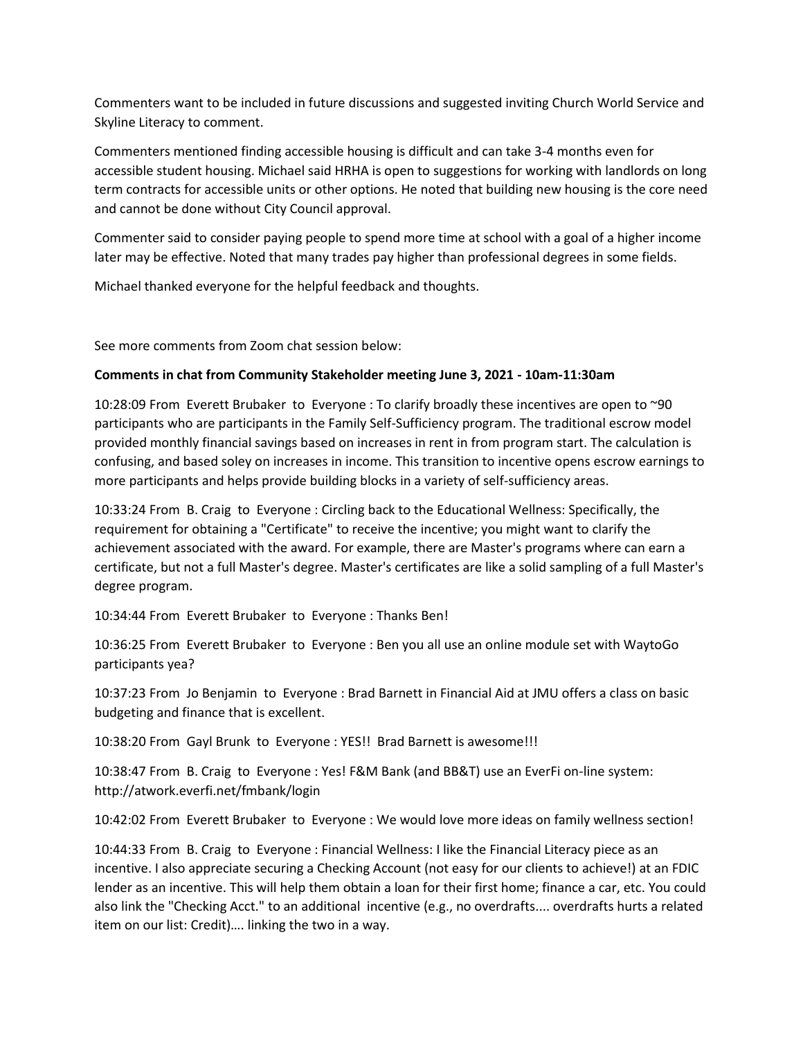Commenters want to be included in future discussions and suggested inviting Church World Service and Skyline Literacy to comment.

Commenters mentioned finding accessible housing is difficult and can take 3-4 months even for accessible student housing. Michael said HRHA is open to suggestions for working with landlords on long term contracts for accessible units or other options. He noted that building new housing is the core need and cannot be done without City Council approval.

Commenter said to consider paying people to spend more time at school with a goal of a higher income later may be effective. Noted that many trades pay higher than professional degrees in some fields.

Michael thanked everyone for the helpful feedback and thoughts.

See more comments from Zoom chat session below:

**Comments in chat from Community Stakeholder meeting June 3, 2021 - 10am-11:30am**

10:28:09 From Everett Brubaker to Everyone : To clarify broadly these incentives are open to ~90 participants who are participants in the Family Self-Sufficiency program. The traditional escrow model provided monthly financial savings based on increases in rent in from program start. The calculation is confusing, and based soley on increases in income. This transition to incentive opens escrow earnings to more participants and helps provide building blocks in a variety of self-sufficiency areas.

10:33:24 From B. Craig to Everyone : Circling back to the Educational Wellness: Specifically, the requirement for obtaining a "Certificate" to receive the incentive; you might want to clarify the achievement associated with the award. For example, there are Master's programs where can earn a certificate, but not a full Master's degree. Master's certificates are like a solid sampling of a full Master's degree program.

10:34:44 From Everett Brubaker to Everyone : Thanks Ben!

10:36:25 From Everett Brubaker to Everyone : Ben you all use an online module set with WaytoGo participants yea?

10:37:23 From Jo Benjamin to Everyone : Brad Barnett in Financial Aid at JMU offers a class on basic budgeting and finance that is excellent.

10:38:20 From Gayl Brunk to Everyone : YES!! Brad Barnett is awesome!!!

10:38:47 From B. Craig to Everyone : Yes! F&M Bank (and BB&T) use an EverFi on-line system: http://atwork.everfi.net/fmbank/login

10:42:02 From Everett Brubaker to Everyone : We would love more ideas on family wellness section!

10:44:33 From B. Craig to Everyone : Financial Wellness: I like the Financial Literacy piece as an incentive. I also appreciate securing a Checking Account (not easy for our clients to achieve!) at an FDIC lender as an incentive. This will help them obtain a loan for their first home; finance a car, etc. You could also link the "Checking Acct." to an additional incentive (e.g., no overdrafts.... overdrafts hurts a related item on our list: Credit)…. linking the two in a way.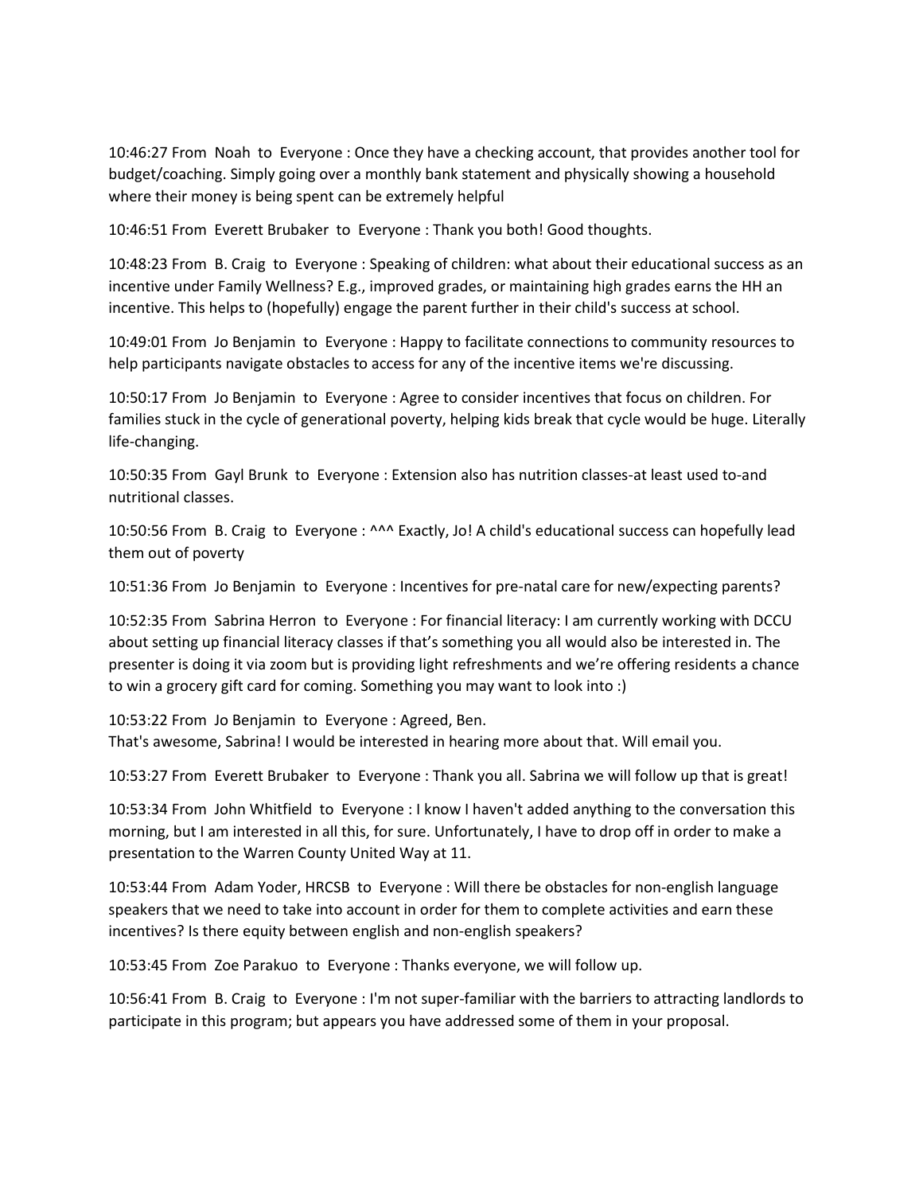10:46:27 From Noah to Everyone : Once they have a checking account, that provides another tool for budget/coaching. Simply going over a monthly bank statement and physically showing a household where their money is being spent can be extremely helpful

10:46:51 From Everett Brubaker to Everyone : Thank you both! Good thoughts.

10:48:23 From B. Craig to Everyone : Speaking of children: what about their educational success as an incentive under Family Wellness? E.g., improved grades, or maintaining high grades earns the HH an incentive. This helps to (hopefully) engage the parent further in their child's success at school.

10:49:01 From Jo Benjamin to Everyone : Happy to facilitate connections to community resources to help participants navigate obstacles to access for any of the incentive items we're discussing.

10:50:17 From Jo Benjamin to Everyone : Agree to consider incentives that focus on children. For families stuck in the cycle of generational poverty, helping kids break that cycle would be huge. Literally life-changing.

10:50:35 From Gayl Brunk to Everyone : Extension also has nutrition classes-at least used to-and nutritional classes.

10:50:56 From B. Craig to Everyone : ^^^ Exactly, Jo! A child's educational success can hopefully lead them out of poverty

10:51:36 From Jo Benjamin to Everyone : Incentives for pre-natal care for new/expecting parents?

10:52:35 From Sabrina Herron to Everyone : For financial literacy: I am currently working with DCCU about setting up financial literacy classes if that's something you all would also be interested in. The presenter is doing it via zoom but is providing light refreshments and we're offering residents a chance to win a grocery gift card for coming. Something you may want to look into :)

10:53:22 From Jo Benjamin to Everyone : Agreed, Ben.
That's awesome, Sabrina! I would be interested in hearing more about that. Will email you.

10:53:27 From Everett Brubaker to Everyone : Thank you all. Sabrina we will follow up that is great!

10:53:34 From John Whitfield to Everyone : I know I haven't added anything to the conversation this morning, but I am interested in all this, for sure. Unfortunately, I have to drop off in order to make a presentation to the Warren County United Way at 11.

10:53:44 From Adam Yoder, HRCSB to Everyone : Will there be obstacles for non-english language speakers that we need to take into account in order for them to complete activities and earn these incentives? Is there equity between english and non-english speakers?

10:53:45 From Zoe Parakuo to Everyone : Thanks everyone, we will follow up.

10:56:41 From B. Craig to Everyone : I'm not super-familiar with the barriers to attracting landlords to participate in this program; but appears you have addressed some of them in your proposal.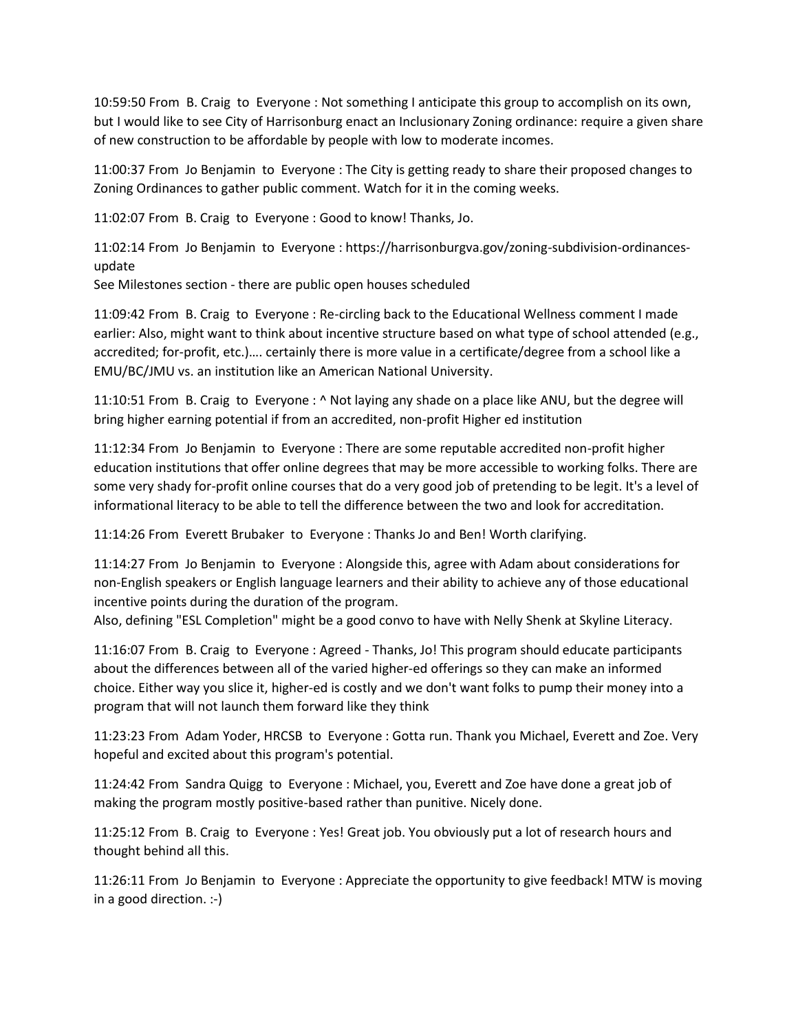10:59:50 From B. Craig to Everyone : Not something I anticipate this group to accomplish on its own, but I would like to see City of Harrisonburg enact an Inclusionary Zoning ordinance: require a given share of new construction to be affordable by people with low to moderate incomes.

11:00:37 From Jo Benjamin to Everyone : The City is getting ready to share their proposed changes to Zoning Ordinances to gather public comment. Watch for it in the coming weeks.

11:02:07 From B. Craig to Everyone : Good to know! Thanks, Jo.

11:02:14 From Jo Benjamin to Everyone : https://harrisonburgva.gov/zoning-subdivision-ordinances-update
See Milestones section - there are public open houses scheduled

11:09:42 From B. Craig to Everyone : Re-circling back to the Educational Wellness comment I made earlier: Also, might want to think about incentive structure based on what type of school attended (e.g., accredited; for-profit, etc.)…. certainly there is more value in a certificate/degree from a school like a EMU/BC/JMU vs. an institution like an American National University.

11:10:51 From B. Craig to Everyone : ^ Not laying any shade on a place like ANU, but the degree will bring higher earning potential if from an accredited, non-profit Higher ed institution

11:12:34 From Jo Benjamin to Everyone : There are some reputable accredited non-profit higher education institutions that offer online degrees that may be more accessible to working folks. There are some very shady for-profit online courses that do a very good job of pretending to be legit. It's a level of informational literacy to be able to tell the difference between the two and look for accreditation.

11:14:26 From Everett Brubaker to Everyone : Thanks Jo and Ben! Worth clarifying.

11:14:27 From Jo Benjamin to Everyone : Alongside this, agree with Adam about considerations for non-English speakers or English language learners and their ability to achieve any of those educational incentive points during the duration of the program.
Also, defining "ESL Completion" might be a good convo to have with Nelly Shenk at Skyline Literacy.

11:16:07 From B. Craig to Everyone : Agreed - Thanks, Jo! This program should educate participants about the differences between all of the varied higher-ed offerings so they can make an informed choice. Either way you slice it, higher-ed is costly and we don't want folks to pump their money into a program that will not launch them forward like they think

11:23:23 From Adam Yoder, HRCSB to Everyone : Gotta run. Thank you Michael, Everett and Zoe. Very hopeful and excited about this program's potential.

11:24:42 From Sandra Quigg to Everyone : Michael, you, Everett and Zoe have done a great job of making the program mostly positive-based rather than punitive. Nicely done.

11:25:12 From B. Craig to Everyone : Yes! Great job. You obviously put a lot of research hours and thought behind all this.

11:26:11 From Jo Benjamin to Everyone : Appreciate the opportunity to give feedback! MTW is moving in a good direction. :-)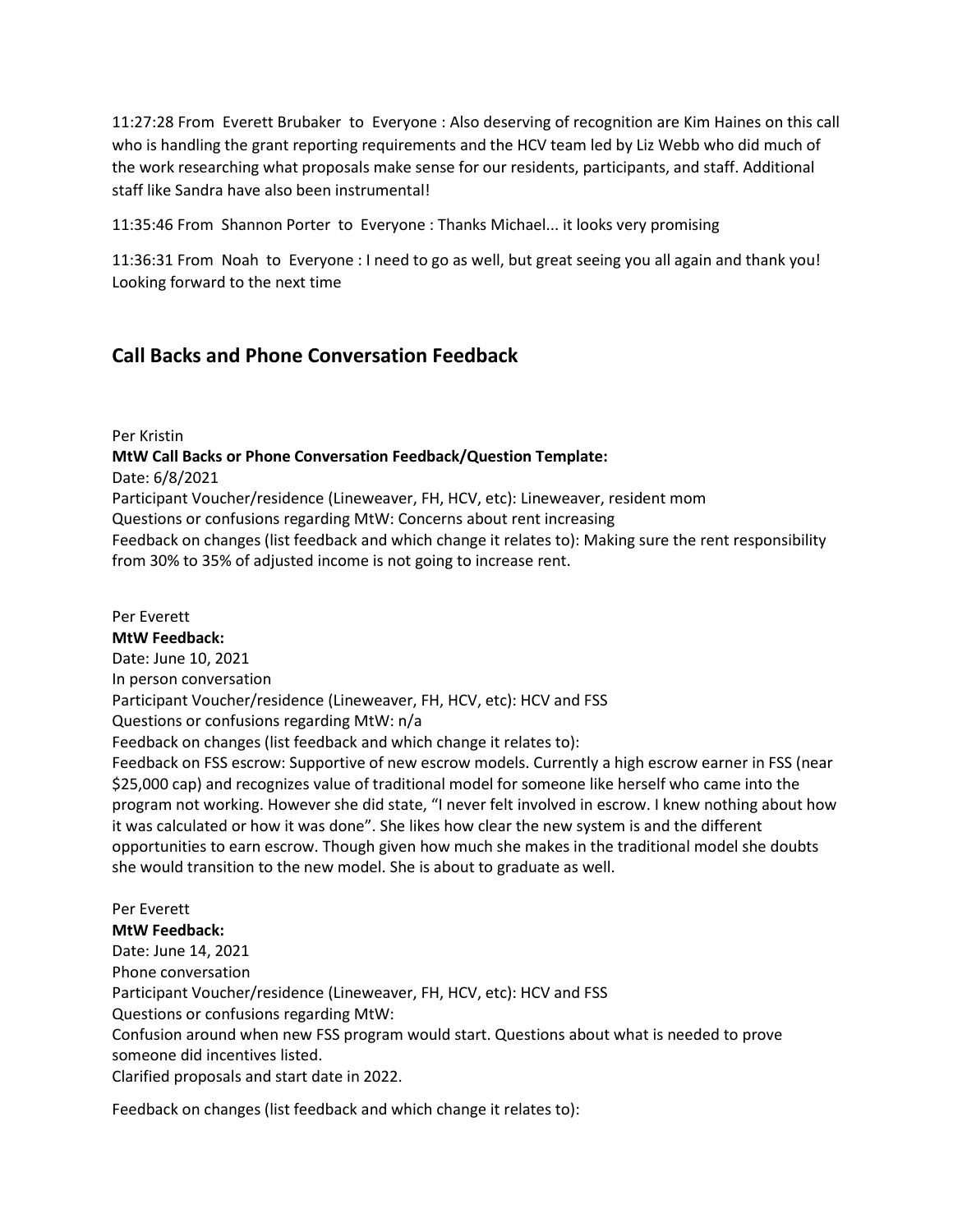11:27:28 From Everett Brubaker to Everyone : Also deserving of recognition are Kim Haines on this call who is handling the grant reporting requirements and the HCV team led by Liz Webb who did much of the work researching what proposals make sense for our residents, participants, and staff. Additional staff like Sandra have also been instrumental!

11:35:46 From Shannon Porter to Everyone : Thanks Michael... it looks very promising

11:36:31 From Noah to Everyone : I need to go as well, but great seeing you all again and thank you! Looking forward to the next time

## Call Backs and Phone Conversation Feedback

Per Kristin
**MtW Call Backs or Phone Conversation Feedback/Question Template:**
Date: 6/8/2021
Participant Voucher/residence (Lineweaver, FH, HCV, etc): Lineweaver, resident mom
Questions or confusions regarding MtW: Concerns about rent increasing
Feedback on changes (list feedback and which change it relates to): Making sure the rent responsibility from 30% to 35% of adjusted income is not going to increase rent.

Per Everett
**MtW Feedback:**
Date: June 10, 2021
In person conversation
Participant Voucher/residence (Lineweaver, FH, HCV, etc): HCV and FSS
Questions or confusions regarding MtW: n/a
Feedback on changes (list feedback and which change it relates to):
Feedback on FSS escrow: Supportive of new escrow models. Currently a high escrow earner in FSS (near $25,000 cap) and recognizes value of traditional model for someone like herself who came into the program not working. However she did state, "I never felt involved in escrow. I knew nothing about how it was calculated or how it was done". She likes how clear the new system is and the different opportunities to earn escrow. Though given how much she makes in the traditional model she doubts she would transition to the new model. She is about to graduate as well.

Per Everett
**MtW Feedback:**
Date: June 14, 2021
Phone conversation
Participant Voucher/residence (Lineweaver, FH, HCV, etc): HCV and FSS
Questions or confusions regarding MtW:
Confusion around when new FSS program would start. Questions about what is needed to prove someone did incentives listed.
Clarified proposals and start date in 2022.

Feedback on changes (list feedback and which change it relates to):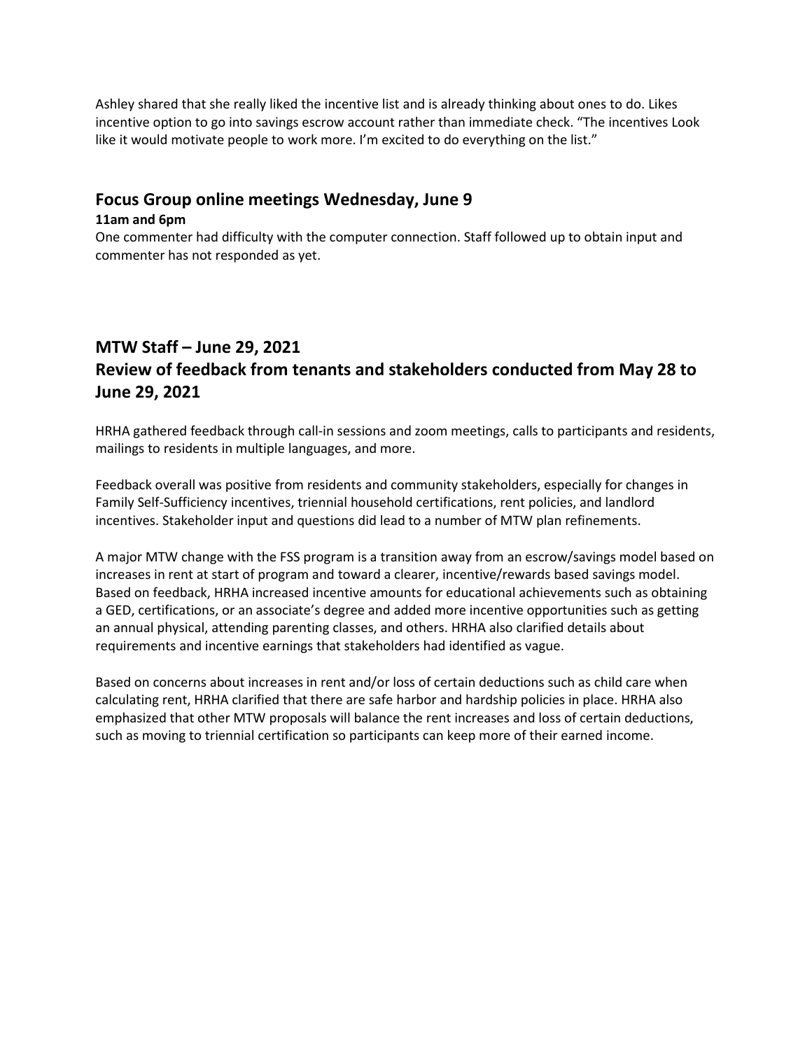Ashley shared that she really liked the incentive list and is already thinking about ones to do. Likes incentive option to go into savings escrow account rather than immediate check. "The incentives Look like it would motivate people to work more. I'm excited to do everything on the list."

## Focus Group online meetings Wednesday, June 9

**11am and 6pm**

One commenter had difficulty with the computer connection. Staff followed up to obtain input and commenter has not responded as yet.

## MTW Staff – June 29, 2021
## Review of feedback from tenants and stakeholders conducted from May 28 to June 29, 2021

HRHA gathered feedback through call-in sessions and zoom meetings, calls to participants and residents, mailings to residents in multiple languages, and more.

Feedback overall was positive from residents and community stakeholders, especially for changes in Family Self-Sufficiency incentives, triennial household certifications, rent policies, and landlord incentives. Stakeholder input and questions did lead to a number of MTW plan refinements.

A major MTW change with the FSS program is a transition away from an escrow/savings model based on increases in rent at start of program and toward a clearer, incentive/rewards based savings model. Based on feedback, HRHA increased incentive amounts for educational achievements such as obtaining a GED, certifications, or an associate's degree and added more incentive opportunities such as getting an annual physical, attending parenting classes, and others. HRHA also clarified details about requirements and incentive earnings that stakeholders had identified as vague.

Based on concerns about increases in rent and/or loss of certain deductions such as child care when calculating rent, HRHA clarified that there are safe harbor and hardship policies in place. HRHA also emphasized that other MTW proposals will balance the rent increases and loss of certain deductions, such as moving to triennial certification so participants can keep more of their earned income.